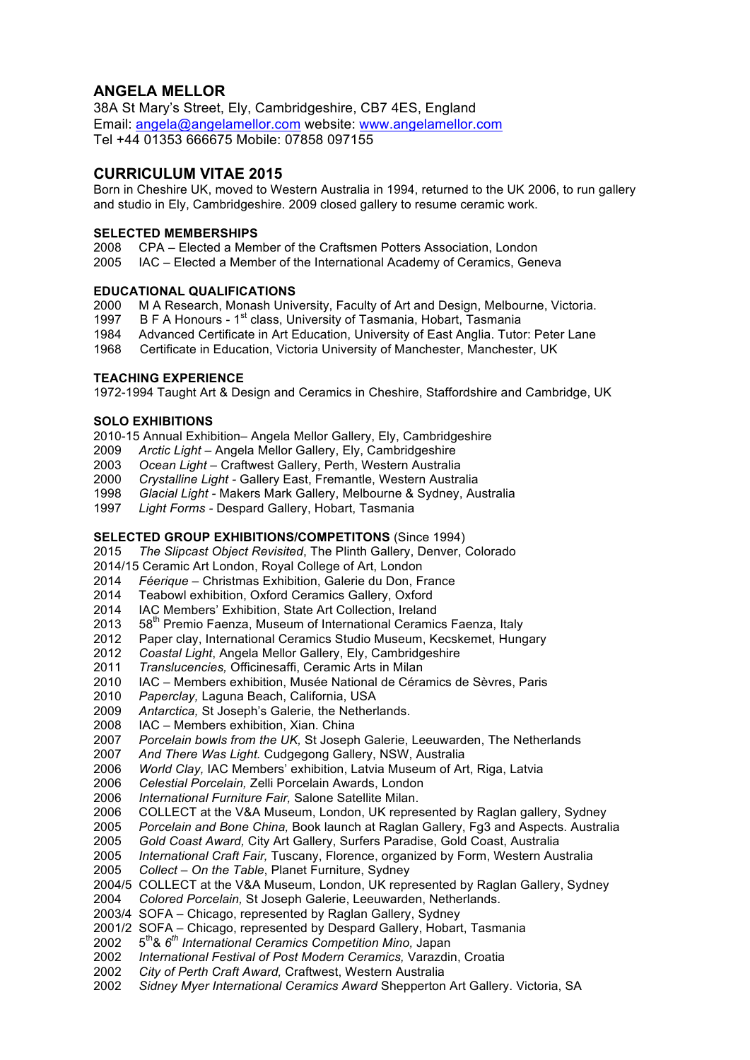# ANGELA MELLOR

38A St Mary's Street, Ely, Cambridgeshire, CB7 4ES, England
Email: angela@angelamellor.com website: www.angelamellor.com
Tel +44 01353 666675 Mobile: 07858 097155

## CURRICULUM VITAE 2015

Born in Cheshire UK, moved to Western Australia in 1994, returned to the UK 2006, to run gallery and studio in Ely, Cambridgeshire. 2009 closed gallery to resume ceramic work.

### SELECTED MEMBERSHIPS

2008 CPA – Elected a Member of the Craftsmen Potters Association, London
2005 IAC – Elected a Member of the International Academy of Ceramics, Geneva

### EDUCATIONAL QUALIFICATIONS

2000 M A Research, Monash University, Faculty of Art and Design, Melbourne, Victoria.
1997 B F A Honours - 1st class, University of Tasmania, Hobart, Tasmania
1984 Advanced Certificate in Art Education, University of East Anglia. Tutor: Peter Lane
1968 Certificate in Education, Victoria University of Manchester, Manchester, UK

### TEACHING EXPERIENCE

1972-1994 Taught Art & Design and Ceramics in Cheshire, Staffordshire and Cambridge, UK

### SOLO EXHIBITIONS

2010-15 Annual Exhibition– Angela Mellor Gallery, Ely, Cambridgeshire
2009 *Arctic Light* – Angela Mellor Gallery, Ely, Cambridgeshire
2003 *Ocean Light* – Craftwest Gallery, Perth, Western Australia
2000 *Crystalline Light* - Gallery East, Fremantle, Western Australia
1998 *Glacial Light* - Makers Mark Gallery, Melbourne & Sydney, Australia
1997 *Light Forms* - Despard Gallery, Hobart, Tasmania

### SELECTED GROUP EXHIBITIONS/COMPETITONS (Since 1994)

2015 *The Slipcast Object Revisited*, The Plinth Gallery, Denver, Colorado
2014/15 Ceramic Art London, Royal College of Art, London
2014 *Féerique* – Christmas Exhibition, Galerie du Don, France
2014 Teabowl exhibition, Oxford Ceramics Gallery, Oxford
2014 IAC Members' Exhibition, State Art Collection, Ireland
2013 58th Premio Faenza, Museum of International Ceramics Faenza, Italy
2012 Paper clay, International Ceramics Studio Museum, Kecskemet, Hungary
2012 *Coastal Light*, Angela Mellor Gallery, Ely, Cambridgeshire
2011 *Translucencies,* Officinesaffi, Ceramic Arts in Milan
2010 IAC – Members exhibition, Musée National de Céramics de Sèvres, Paris
2010 *Paperclay,* Laguna Beach, California, USA
2009 *Antarctica,* St Joseph's Galerie, the Netherlands.
2008 IAC – Members exhibition, Xian. China
2007 *Porcelain bowls from the UK,* St Joseph Galerie, Leeuwarden, The Netherlands
2007 *And There Was Light.* Cudgegong Gallery, NSW, Australia
2006 *World Clay,* IAC Members' exhibition, Latvia Museum of Art, Riga, Latvia
2006 *Celestial Porcelain,* Zelli Porcelain Awards, London
2006 *International Furniture Fair,* Salone Satellite Milan.
2006 COLLECT at the V&A Museum, London, UK represented by Raglan gallery, Sydney
2005 *Porcelain and Bone China,* Book launch at Raglan Gallery, Fg3 and Aspects. Australia
2005 *Gold Coast Award,* City Art Gallery, Surfers Paradise, Gold Coast, Australia
2005 *International Craft Fair,* Tuscany, Florence, organized by Form, Western Australia
2005 *Collect – On the Table*, Planet Furniture, Sydney
2004/5 COLLECT at the V&A Museum, London, UK represented by Raglan Gallery, Sydney
2004 *Colored Porcelain,* St Joseph Galerie, Leeuwarden, Netherlands.
2003/4 SOFA – Chicago, represented by Raglan Gallery, Sydney
2001/2 SOFA – Chicago, represented by Despard Gallery, Hobart, Tasmania
2002 5th& *6th International Ceramics Competition Mino,* Japan
2002 *International Festival of Post Modern Ceramics,* Varazdin, Croatia
2002 *City of Perth Craft Award,* Craftwest, Western Australia
2002 *Sidney Myer International Ceramics Award* Shepperton Art Gallery. Victoria, SA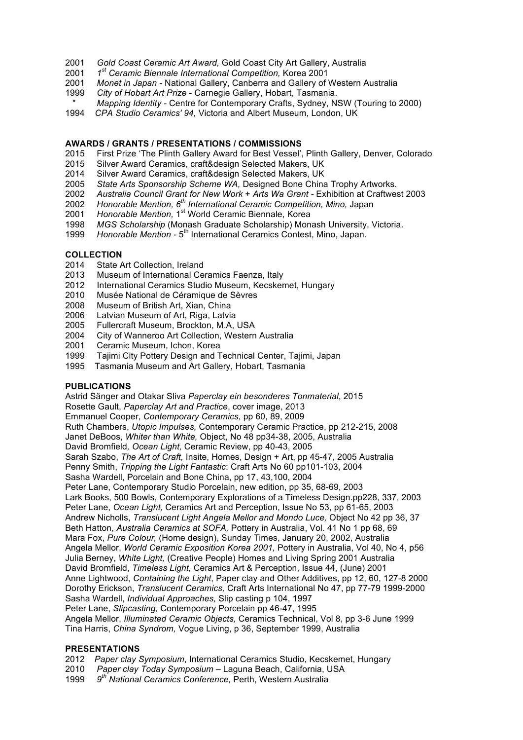2001 *Gold Coast Ceramic Art Award,* Gold Coast City Art Gallery, Australia
2001 *1st Ceramic Biennale International Competition,* Korea 2001
2001 *Monet in Japan* - National Gallery, Canberra and Gallery of Western Australia
1999 *City of Hobart Art Prize* - Carnegie Gallery, Hobart, Tasmania.
" *Mapping Identity* - Centre for Contemporary Crafts, Sydney, NSW (Touring to 2000)
1994 *CPA Studio Ceramics' 94,* Victoria and Albert Museum, London, UK

## AWARDS / GRANTS / PRESENTATIONS / COMMISSIONS

2015 First Prize 'The Plinth Gallery Award for Best Vessel', Plinth Gallery, Denver, Colorado
2015 Silver Award Ceramics, craft&design Selected Makers, UK
2014 Silver Award Ceramics, craft&design Selected Makers, UK
2005 *State Arts Sponsorship Scheme WA,* Designed Bone China Trophy Artworks.
2002 *Australia Council Grant for New Work + Arts Wa Grant* - Exhibition at Craftwest 2003
2002 *Honorable Mention, 6th International Ceramic Competition, Mino,* Japan
2001 *Honorable Mention,* 1st World Ceramic Biennale, Korea
1998 *MGS Scholarship* (Monash Graduate Scholarship) Monash University, Victoria.
1999 *Honorable Mention* - 5th International Ceramics Contest, Mino, Japan.

## COLLECTION

2014 State Art Collection, Ireland
2013 Museum of International Ceramics Faenza, Italy
2012 International Ceramics Studio Museum, Kecskemet, Hungary
2010 Musée National de Céramique de Sèvres
2008 Museum of British Art, Xian, China
2006 Latvian Museum of Art, Riga, Latvia
2005 Fullercraft Museum, Brockton, M.A, USA
2004 City of Wanneroo Art Collection, Western Australia
2001 Ceramic Museum, Ichon, Korea
1999 Tajimi City Pottery Design and Technical Center, Tajimi, Japan
1995 Tasmania Museum and Art Gallery, Hobart, Tasmania

## PUBLICATIONS

Astrid Sänger and Otakar Sliva *Paperclay ein besonderes Tonmaterial*, 2015
Rosette Gault, *Paperclay Art and Practice*, cover image, 2013
Emmanuel Cooper, *Contemporary Ceramics,* pp 60, 89, 2009
Ruth Chambers, *Utopic Impulses,* Contemporary Ceramic Practice, pp 212-215, 2008
Janet DeBoos, *Whiter than White,* Object, No 48 pp34-38, 2005, Australia
David Bromfield*, Ocean Light,* Ceramic Review, pp 40-43, 2005
Sarah Szabo, *The Art of Craft,* Insite, Homes, Design + Art, pp 45-47, 2005 Australia
Penny Smith, *Tripping the Light Fantastic*: Craft Arts No 60 pp101-103, 2004
Sasha Wardell, Porcelain and Bone China, pp 17, 43,100, 2004
Peter Lane, Contemporary Studio Porcelain, new edition, pp 35, 68-69, 2003
Lark Books, 500 Bowls, Contemporary Explorations of a Timeless Design.pp228, 337, 2003
Peter Lane, *Ocean Light,* Ceramics Art and Perception, Issue No 53, pp 61-65, 2003
Andrew Nicholls, *Translucent Light Angela Mellor and Mondo Luce,* Object No 42 pp 36, 37
Beth Hatton, *Australia Ceramics at SOFA,* Pottery in Australia, Vol. 41 No 1 pp 68, 69
Mara Fox, *Pure Colour,* (Home design), Sunday Times, January 20, 2002, Australia
Angela Mellor, *World Ceramic Exposition Korea 2001,* Pottery in Australia, Vol 40, No 4, p56
Julia Berney, *White Light,* (Creative People) Homes and Living Spring 2001 Australia
David Bromfield, *Timeless Light,* Ceramics Art & Perception, Issue 44, (June) 2001
Anne Lightwood, *Containing the Light*, Paper clay and Other Additives, pp 12, 60, 127-8 2000
Dorothy Erickson, *Translucent Ceramics,* Craft Arts International No 47, pp 77-79 1999-2000
Sasha Wardell, *Individual Approaches,* Slip casting p 104, 1997
Peter Lane, *Slipcasting,* Contemporary Porcelain pp 46-47, 1995
Angela Mellor, *Illuminated Ceramic Objects,* Ceramics Technical, Vol 8, pp 3-6 June 1999
Tina Harris, *China Syndrom,* Vogue Living, p 36, September 1999, Australia

## PRESENTATIONS

2012 *Paper clay Symposium*, International Ceramics Studio, Kecskemet, Hungary
2010 *Paper clay Today Symposium* – Laguna Beach, California, USA
1999 *9th National Ceramics Conference,* Perth, Western Australia